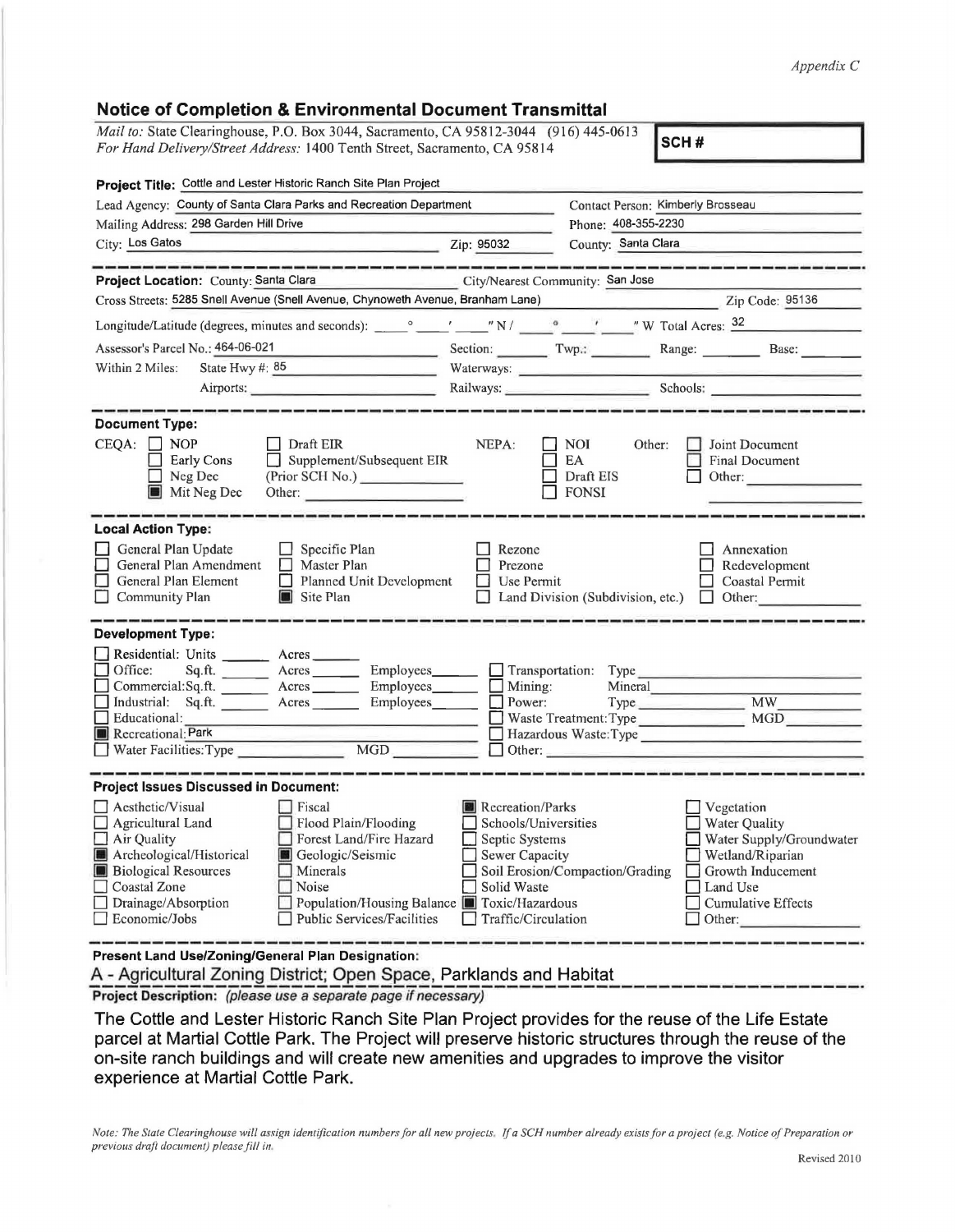*Appendix C*

## Notice of Completion & Environmental Document Transmittal

*Mail to:* State Clearinghouse, P.O. Box 3044, Sacramento, CA 95812-3044 (916) 445-0613
*For Hand Delivery/Street Address:* 1400 Tenth Street, Sacramento, CA 95814

**SCH #**

**Project Title:** Cottle and Lester Historic Ranch Site Plan Project

Lead Agency: County of Santa Clara Parks and Recreation Department
Contact Person: Kimberly Brosseau
Mailing Address: 298 Garden Hill Drive
Phone: 408-355-2230
City: Los Gatos
Zip: 95032
County: Santa Clara

---

**Project Location:** County: Santa Clara
City/Nearest Community: San Jose
Cross Streets: 5285 Snell Avenue (Snell Avenue, Chynoweth Avenue, Branham Lane)
Zip Code: 95136
Longitude/Latitude (degrees, minutes and seconds): ____ ° ____ ' ____ " N / ____ ° ____ ' ____ " W Total Acres: 32
Assessor's Parcel No.: 464-06-021
Section: ____ Twp.: ____ Range: ____ Base: ____
Within 2 Miles: State Hwy #: 85
Waterways: ____
Airports: ____
Railways: ____
Schools: ____

---

**Document Type:**

CEQA:
- ☐ NOP
- ☐ Early Cons
- ☐ Neg Dec
- ☒ Mit Neg Dec
- ☐ Draft EIR
- ☐ Supplement/Subsequent EIR (Prior SCH No.) ____
- Other: ____

NEPA:
- ☐ NOI
- ☐ EA
- ☐ Draft EIS
- ☐ FONSI

Other:
- ☐ Joint Document
- ☐ Final Document
- ☐ Other: ____

---

**Local Action Type:**

- ☐ General Plan Update
- ☐ General Plan Amendment
- ☐ General Plan Element
- ☐ Community Plan
- ☐ Specific Plan
- ☐ Master Plan
- ☐ Planned Unit Development
- ☒ Site Plan
- ☐ Rezone
- ☐ Prezone
- ☐ Use Permit
- ☐ Land Division (Subdivision, etc.)
- ☐ Annexation
- ☐ Redevelopment
- ☐ Coastal Permit
- ☐ Other: ____

---

**Development Type:**

- ☐ Residential: Units ____ Acres ____
- ☐ Office: Sq.ft. ____ Acres ____ Employees ____
- ☐ Commercial: Sq.ft. ____ Acres ____ Employees ____
- ☐ Industrial: Sq.ft. ____ Acres ____ Employees ____
- ☐ Educational: ____
- ☒ Recreational: Park
- ☐ Water Facilities: Type ____ MGD ____
- ☐ Transportation: Type ____
- ☐ Mining: Mineral ____
- ☐ Power: Type ____ MW ____
- ☐ Waste Treatment: Type ____ MGD ____
- ☐ Hazardous Waste: Type ____
- ☐ Other: ____

---

**Project Issues Discussed in Document:**

- ☐ Aesthetic/Visual
- ☐ Agricultural Land
- ☐ Air Quality
- ☒ Archeological/Historical
- ☒ Biological Resources
- ☐ Coastal Zone
- ☐ Drainage/Absorption
- ☐ Economic/Jobs
- ☐ Fiscal
- ☐ Flood Plain/Flooding
- ☐ Forest Land/Fire Hazard
- ☒ Geologic/Seismic
- ☐ Minerals
- ☐ Noise
- ☐ Population/Housing Balance
- ☐ Public Services/Facilities
- ☒ Recreation/Parks
- ☐ Schools/Universities
- ☐ Septic Systems
- ☐ Sewer Capacity
- ☐ Soil Erosion/Compaction/Grading
- ☐ Solid Waste
- ☒ Toxic/Hazardous
- ☐ Traffic/Circulation
- ☐ Vegetation
- ☐ Water Quality
- ☐ Water Supply/Groundwater
- ☐ Wetland/Riparian
- ☐ Growth Inducement
- ☐ Land Use
- ☐ Cumulative Effects
- ☐ Other: ____

---

**Present Land Use/Zoning/General Plan Designation:**

A - Agricultural Zoning District; Open Space, Parklands and Habitat

**Project Description:** *(please use a separate page if necessary)*

The Cottle and Lester Historic Ranch Site Plan Project provides for the reuse of the Life Estate parcel at Martial Cottle Park. The Project will preserve historic structures through the reuse of the on-site ranch buildings and will create new amenities and upgrades to improve the visitor experience at Martial Cottle Park.

*Note: The State Clearinghouse will assign identification numbers for all new projects. If a SCH number already exists for a project (e.g. Notice of Preparation or previous draft document) please fill in.*

Revised 2010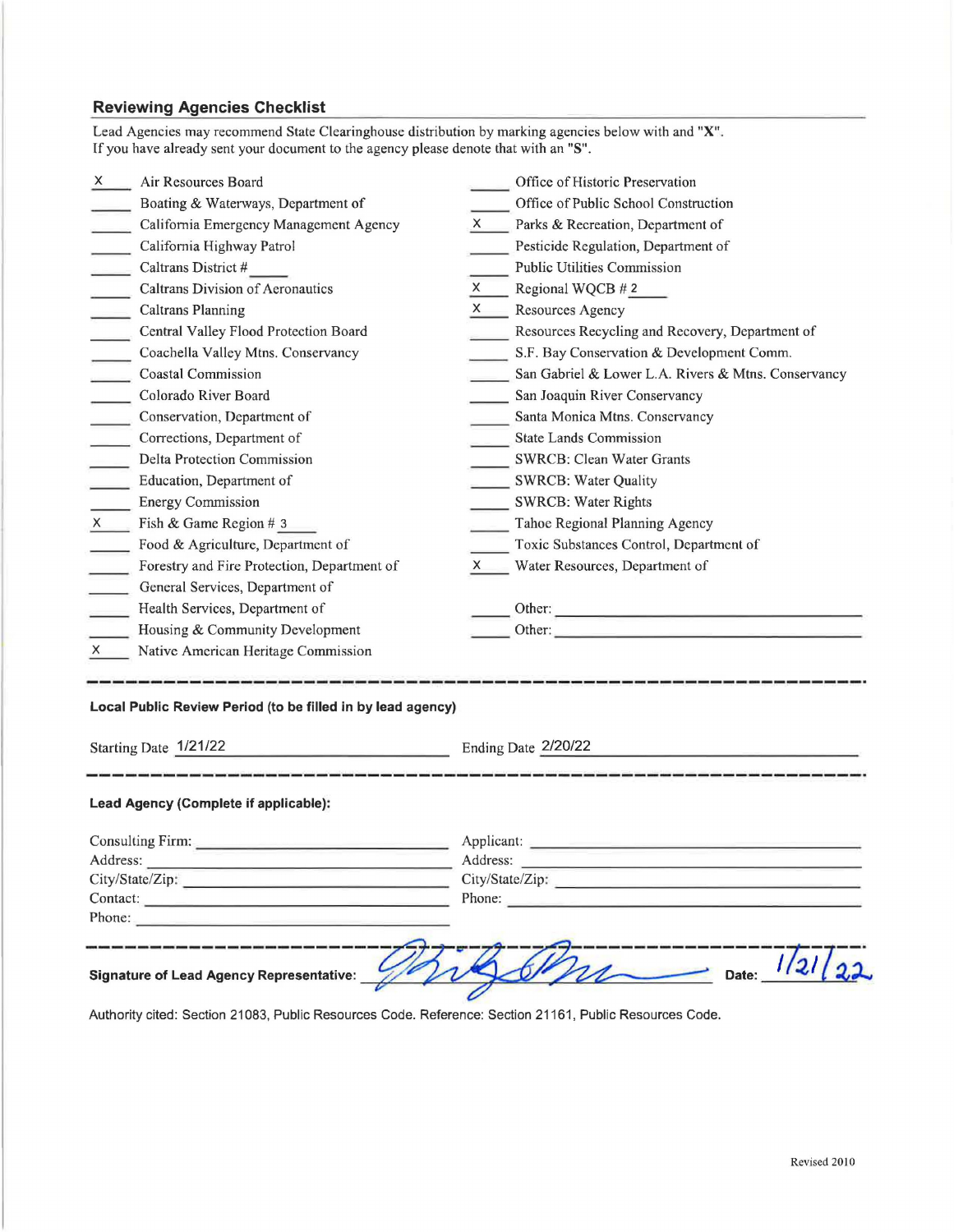## Reviewing Agencies Checklist

Lead Agencies may recommend State Clearinghouse distribution by marking agencies below with and "X".
If you have already sent your document to the agency please denote that with an "S".

X Air Resources Board
___ Boating & Waterways, Department of
___ California Emergency Management Agency
___ California Highway Patrol
___ Caltrans District # ___
___ Caltrans Division of Aeronautics
___ Caltrans Planning
___ Central Valley Flood Protection Board
___ Coachella Valley Mtns. Conservancy
___ Coastal Commission
___ Colorado River Board
___ Conservation, Department of
___ Corrections, Department of
___ Delta Protection Commission
___ Education, Department of
___ Energy Commission
X Fish & Game Region # 3
___ Food & Agriculture, Department of
___ Forestry and Fire Protection, Department of
___ General Services, Department of
___ Health Services, Department of
___ Housing & Community Development
X Native American Heritage Commission
___ Office of Historic Preservation
___ Office of Public School Construction
X Parks & Recreation, Department of
___ Pesticide Regulation, Department of
___ Public Utilities Commission
X Regional WQCB # 2
X Resources Agency
___ Resources Recycling and Recovery, Department of
___ S.F. Bay Conservation & Development Comm.
___ San Gabriel & Lower L.A. Rivers & Mtns. Conservancy
___ San Joaquin River Conservancy
___ Santa Monica Mtns. Conservancy
___ State Lands Commission
___ SWRCB: Clean Water Grants
___ SWRCB: Water Quality
___ SWRCB: Water Rights
___ Tahoe Regional Planning Agency
___ Toxic Substances Control, Department of
X Water Resources, Department of

___ Other: ___
___ Other: ___

---

**Local Public Review Period (to be filled in by lead agency)**

Starting Date 1/21/22 Ending Date 2/20/22

---

**Lead Agency (Complete if applicable):**

Consulting Firm: ___
Address: ___
City/State/Zip: ___
Contact: ___
Phone: ___

Applicant: ___
Address: ___
City/State/Zip: ___
Phone: ___

---

**Signature of Lead Agency Representative:** [signature] **Date:** 1/21/22

Authority cited: Section 21083, Public Resources Code. Reference: Section 21161, Public Resources Code.

Revised 2010